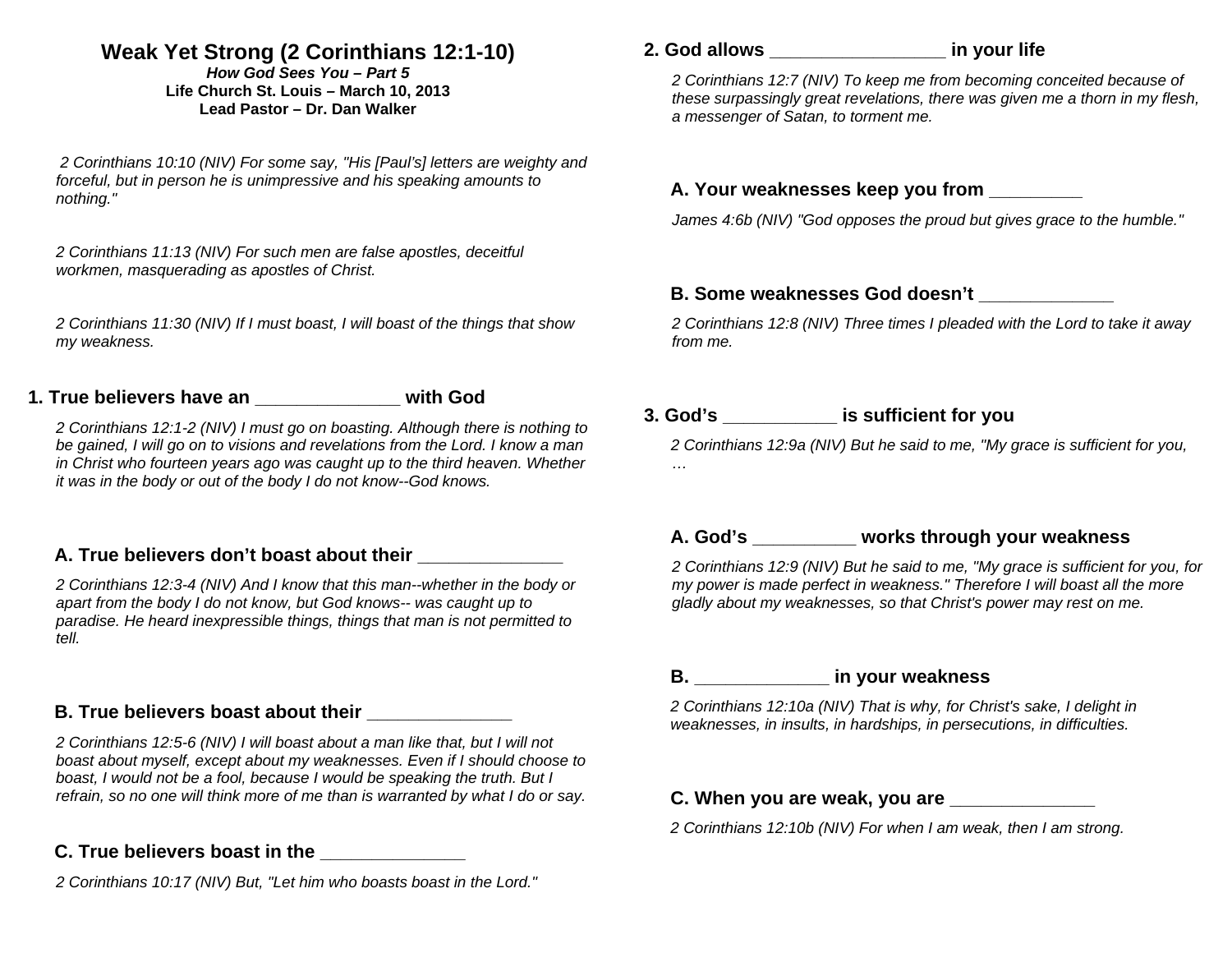# Weak Yet Strong (2 Corinthians 12:1-10)

***How God Sees You – Part 5***

**Life Church St. Louis – March 10, 2013**

**Lead Pastor – Dr. Dan Walker**

*2 Corinthians 10:10 (NIV) For some say, "His [Paul's] letters are weighty and forceful, but in person he is unimpressive and his speaking amounts to nothing."*

*2 Corinthians 11:13 (NIV) For such men are false apostles, deceitful workmen, masquerading as apostles of Christ.*

*2 Corinthians 11:30 (NIV) If I must boast, I will boast of the things that show my weakness.*

## 1. True believers have an ______________ with God

*2 Corinthians 12:1-2 (NIV) I must go on boasting. Although there is nothing to be gained, I will go on to visions and revelations from the Lord. I know a man in Christ who fourteen years ago was caught up to the third heaven. Whether it was in the body or out of the body I do not know--God knows.*

### A. True believers don't boast about their ______________

*2 Corinthians 12:3-4 (NIV) And I know that this man--whether in the body or apart from the body I do not know, but God knows-- was caught up to paradise. He heard inexpressible things, things that man is not permitted to tell.*

### B. True believers boast about their ______________

*2 Corinthians 12:5-6 (NIV) I will boast about a man like that, but I will not boast about myself, except about my weaknesses. Even if I should choose to boast, I would not be a fool, because I would be speaking the truth. But I refrain, so no one will think more of me than is warranted by what I do or say.*

### C. True believers boast in the ______________

*2 Corinthians 10:17 (NIV) But, "Let him who boasts boast in the Lord."*

## 2. God allows _________________ in your life

*2 Corinthians 12:7 (NIV) To keep me from becoming conceited because of these surpassingly great revelations, there was given me a thorn in my flesh, a messenger of Satan, to torment me.*

### A. Your weaknesses keep you from _________

*James 4:6b (NIV) "God opposes the proud but gives grace to the humble."*

### B. Some weaknesses God doesn't _____________

*2 Corinthians 12:8 (NIV) Three times I pleaded with the Lord to take it away from me.*

## 3. God's ___________ is sufficient for you

*2 Corinthians 12:9a (NIV) But he said to me, "My grace is sufficient for you, …*

### A. God's __________ works through your weakness

*2 Corinthians 12:9 (NIV) But he said to me, "My grace is sufficient for you, for my power is made perfect in weakness." Therefore I will boast all the more gladly about my weaknesses, so that Christ's power may rest on me.*

### B. _____________ in your weakness

*2 Corinthians 12:10a (NIV) That is why, for Christ's sake, I delight in weaknesses, in insults, in hardships, in persecutions, in difficulties.*

### C. When you are weak, you are ______________

*2 Corinthians 12:10b (NIV) For when I am weak, then I am strong.*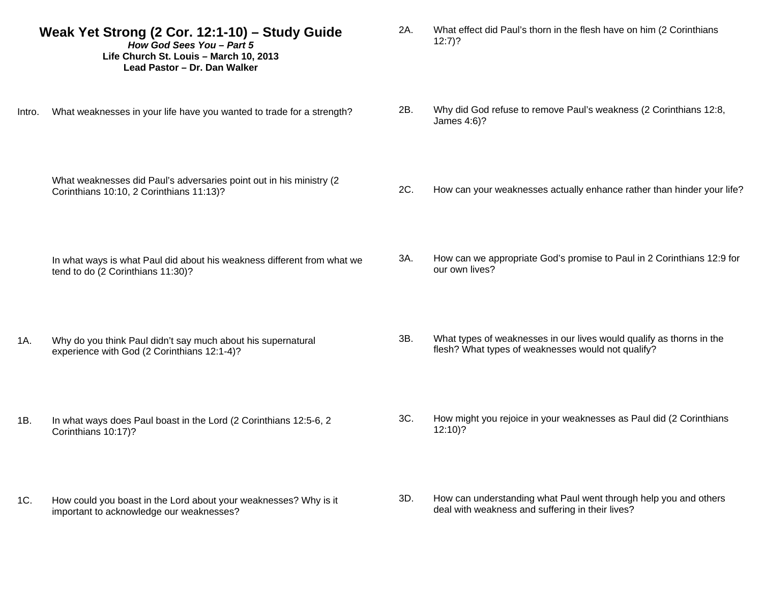# Weak Yet Strong (2 Cor. 12:1-10) – Study Guide

***How God Sees You – Part 5***

**Life Church St. Louis – March 10, 2013**

**Lead Pastor – Dr. Dan Walker**

Intro. What weaknesses in your life have you wanted to trade for a strength?

What weaknesses did Paul's adversaries point out in his ministry (2 Corinthians 10:10, 2 Corinthians 11:13)?

In what ways is what Paul did about his weakness different from what we tend to do (2 Corinthians 11:30)?

1A. Why do you think Paul didn't say much about his supernatural experience with God (2 Corinthians 12:1-4)?

1B. In what ways does Paul boast in the Lord (2 Corinthians 12:5-6, 2 Corinthians 10:17)?

1C. How could you boast in the Lord about your weaknesses? Why is it important to acknowledge our weaknesses?

2A. What effect did Paul's thorn in the flesh have on him (2 Corinthians 12:7)?

2B. Why did God refuse to remove Paul's weakness (2 Corinthians 12:8, James 4:6)?

2C. How can your weaknesses actually enhance rather than hinder your life?

3A. How can we appropriate God's promise to Paul in 2 Corinthians 12:9 for our own lives?

3B. What types of weaknesses in our lives would qualify as thorns in the flesh? What types of weaknesses would not qualify?

3C. How might you rejoice in your weaknesses as Paul did (2 Corinthians 12:10)?

3D. How can understanding what Paul went through help you and others deal with weakness and suffering in their lives?